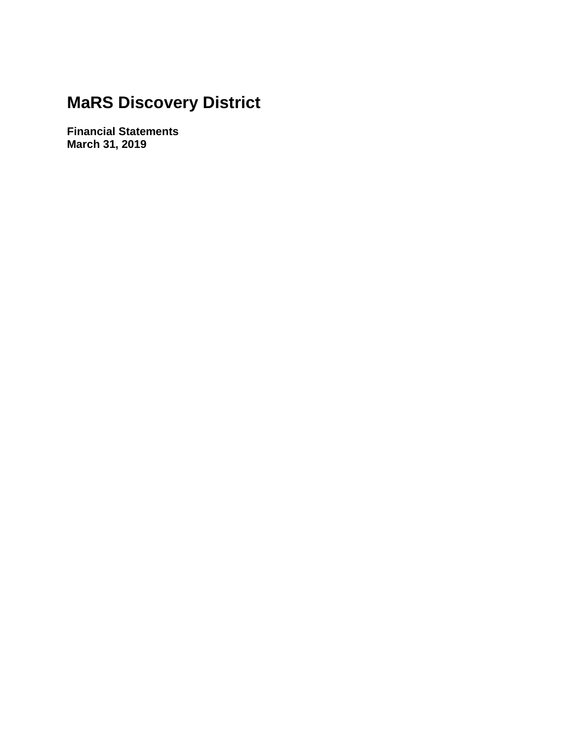# MaRS Discovery District

**Financial Statements**
**March 31, 2019**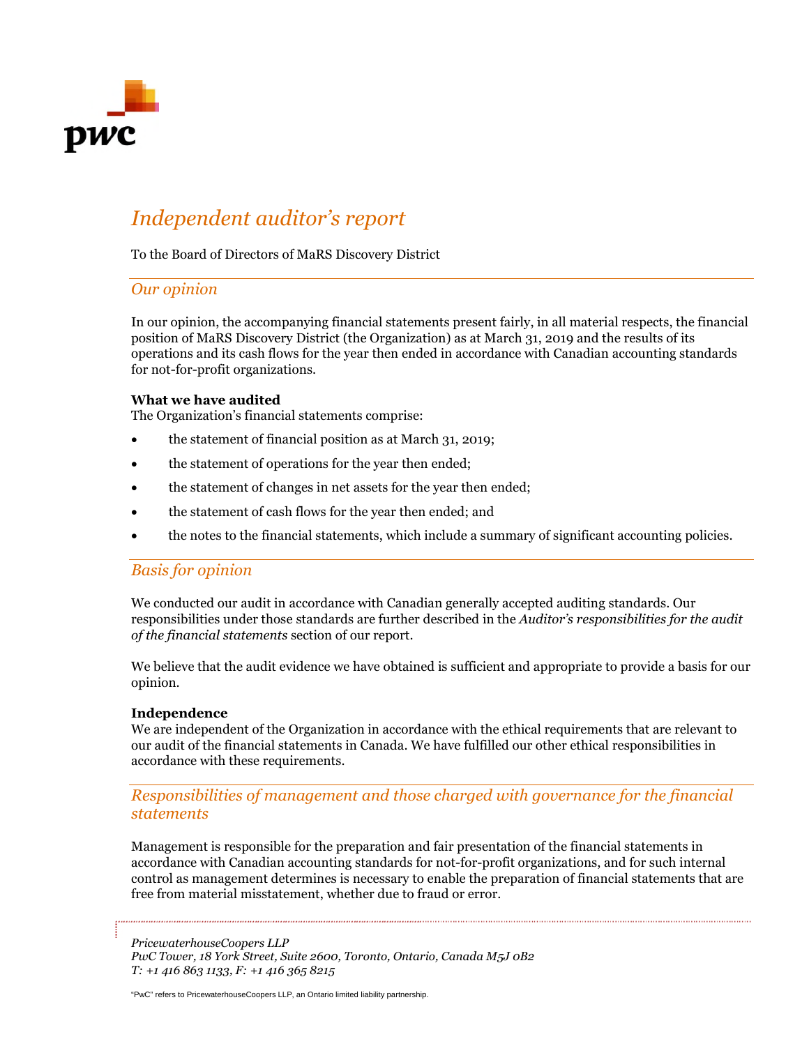# *Independent auditor's report*

To the Board of Directors of MaRS Discovery District

## *Our opinion*

In our opinion, the accompanying financial statements present fairly, in all material respects, the financial position of MaRS Discovery District (the Organization) as at March 31, 2019 and the results of its operations and its cash flows for the year then ended in accordance with Canadian accounting standards for not-for-profit organizations.

**What we have audited**
The Organization's financial statements comprise:

- the statement of financial position as at March 31, 2019;
- the statement of operations for the year then ended;
- the statement of changes in net assets for the year then ended;
- the statement of cash flows for the year then ended; and
- the notes to the financial statements, which include a summary of significant accounting policies.

## *Basis for opinion*

We conducted our audit in accordance with Canadian generally accepted auditing standards. Our responsibilities under those standards are further described in the *Auditor's responsibilities for the audit of the financial statements* section of our report.

We believe that the audit evidence we have obtained is sufficient and appropriate to provide a basis for our opinion.

**Independence**
We are independent of the Organization in accordance with the ethical requirements that are relevant to our audit of the financial statements in Canada. We have fulfilled our other ethical responsibilities in accordance with these requirements.

## *Responsibilities of management and those charged with governance for the financial statements*

Management is responsible for the preparation and fair presentation of the financial statements in accordance with Canadian accounting standards for not-for-profit organizations, and for such internal control as management determines is necessary to enable the preparation of financial statements that are free from material misstatement, whether due to fraud or error.

*PricewaterhouseCoopers LLP*
*PwC Tower, 18 York Street, Suite 2600, Toronto, Ontario, Canada M5J 0B2*
*T: +1 416 863 1133, F: +1 416 365 8215*

"PwC" refers to PricewaterhouseCoopers LLP, an Ontario limited liability partnership.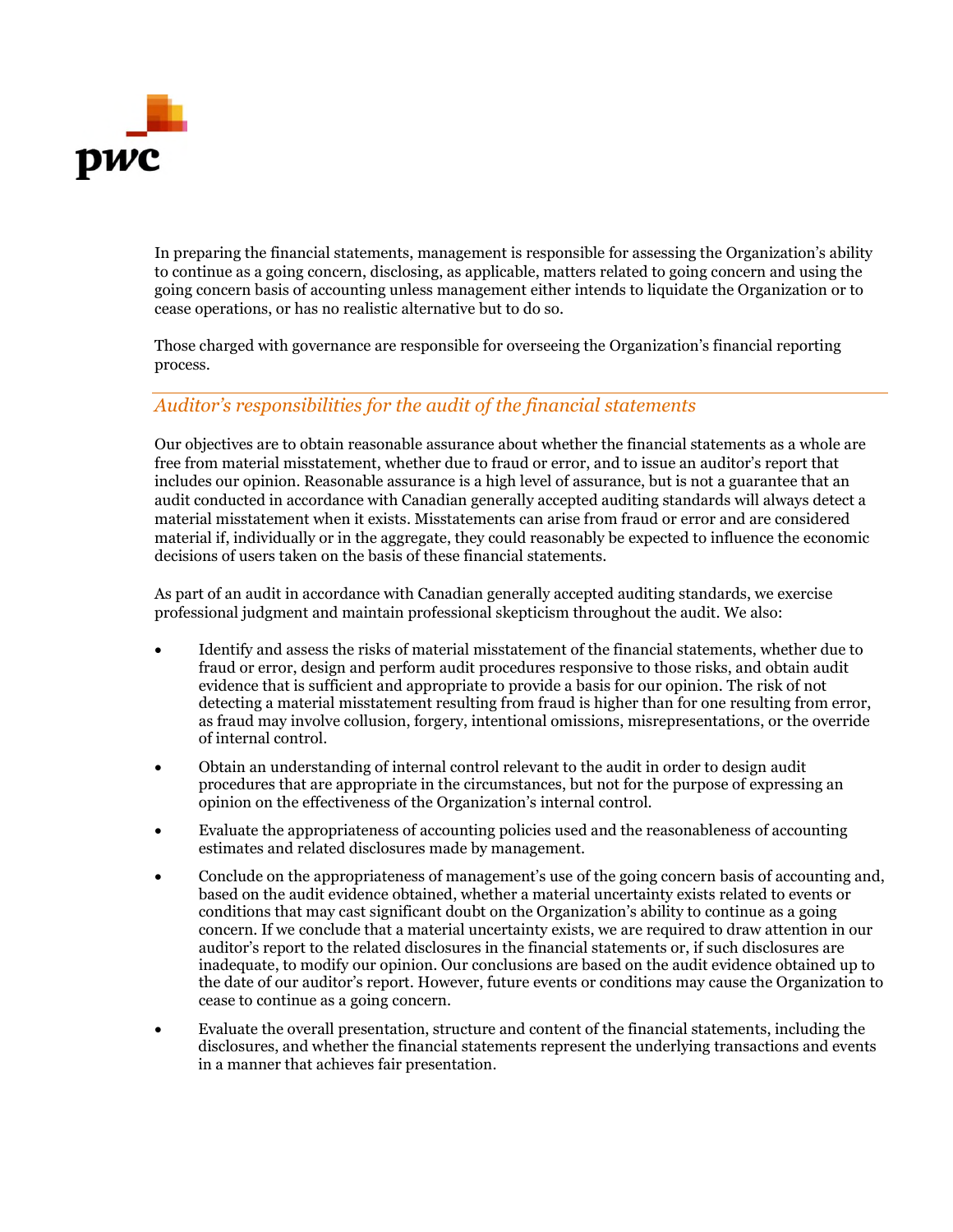In preparing the financial statements, management is responsible for assessing the Organization's ability to continue as a going concern, disclosing, as applicable, matters related to going concern and using the going concern basis of accounting unless management either intends to liquidate the Organization or to cease operations, or has no realistic alternative but to do so.

Those charged with governance are responsible for overseeing the Organization's financial reporting process.

## *Auditor's responsibilities for the audit of the financial statements*

Our objectives are to obtain reasonable assurance about whether the financial statements as a whole are free from material misstatement, whether due to fraud or error, and to issue an auditor's report that includes our opinion. Reasonable assurance is a high level of assurance, but is not a guarantee that an audit conducted in accordance with Canadian generally accepted auditing standards will always detect a material misstatement when it exists. Misstatements can arise from fraud or error and are considered material if, individually or in the aggregate, they could reasonably be expected to influence the economic decisions of users taken on the basis of these financial statements.

As part of an audit in accordance with Canadian generally accepted auditing standards, we exercise professional judgment and maintain professional skepticism throughout the audit. We also:

- Identify and assess the risks of material misstatement of the financial statements, whether due to fraud or error, design and perform audit procedures responsive to those risks, and obtain audit evidence that is sufficient and appropriate to provide a basis for our opinion. The risk of not detecting a material misstatement resulting from fraud is higher than for one resulting from error, as fraud may involve collusion, forgery, intentional omissions, misrepresentations, or the override of internal control.
- Obtain an understanding of internal control relevant to the audit in order to design audit procedures that are appropriate in the circumstances, but not for the purpose of expressing an opinion on the effectiveness of the Organization's internal control.
- Evaluate the appropriateness of accounting policies used and the reasonableness of accounting estimates and related disclosures made by management.
- Conclude on the appropriateness of management's use of the going concern basis of accounting and, based on the audit evidence obtained, whether a material uncertainty exists related to events or conditions that may cast significant doubt on the Organization's ability to continue as a going concern. If we conclude that a material uncertainty exists, we are required to draw attention in our auditor's report to the related disclosures in the financial statements or, if such disclosures are inadequate, to modify our opinion. Our conclusions are based on the audit evidence obtained up to the date of our auditor's report. However, future events or conditions may cause the Organization to cease to continue as a going concern.
- Evaluate the overall presentation, structure and content of the financial statements, including the disclosures, and whether the financial statements represent the underlying transactions and events in a manner that achieves fair presentation.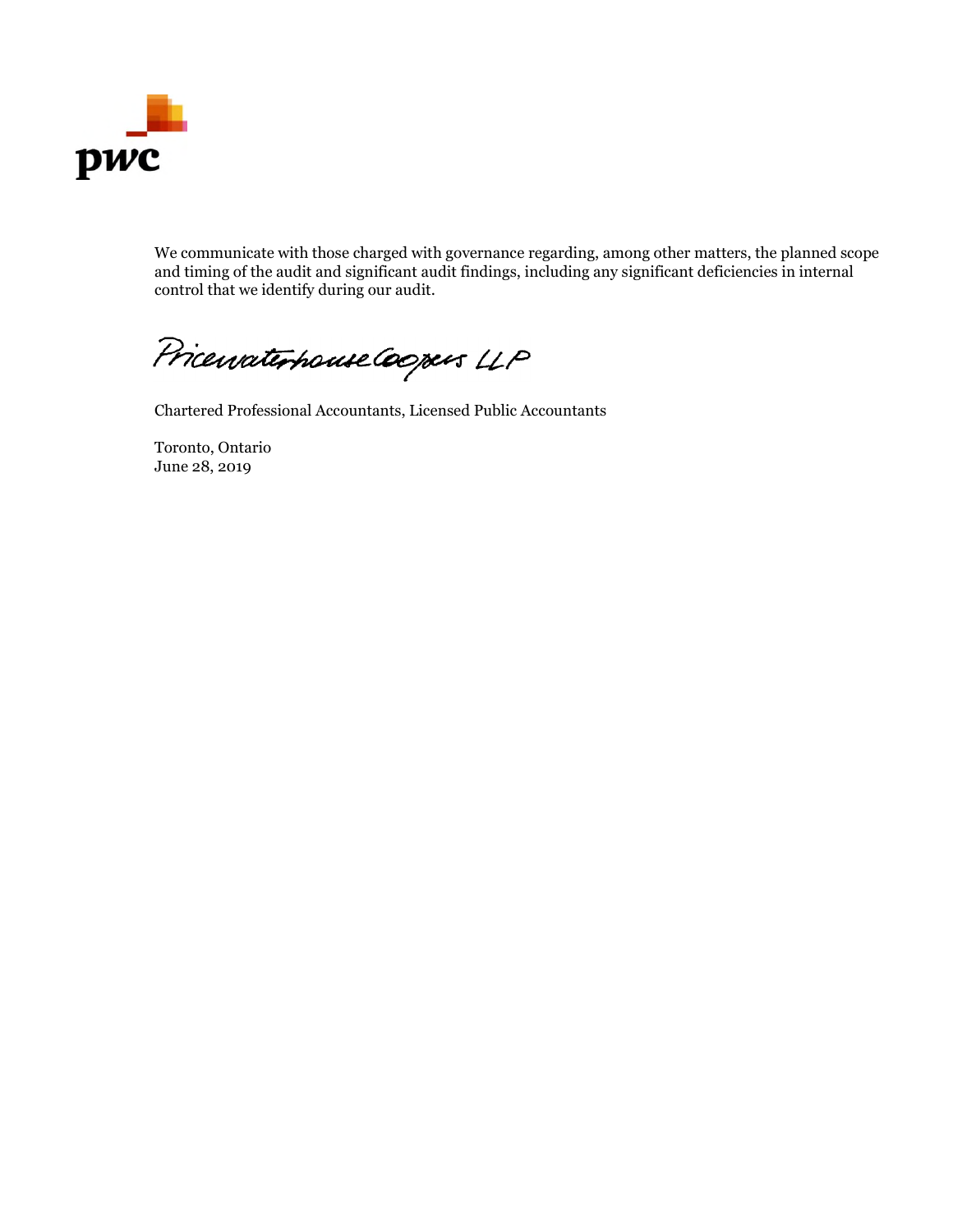We communicate with those charged with governance regarding, among other matters, the planned scope and timing of the audit and significant audit findings, including any significant deficiencies in internal control that we identify during our audit.

PricewaterhouseCoopers LLP

Chartered Professional Accountants, Licensed Public Accountants

Toronto, Ontario
June 28, 2019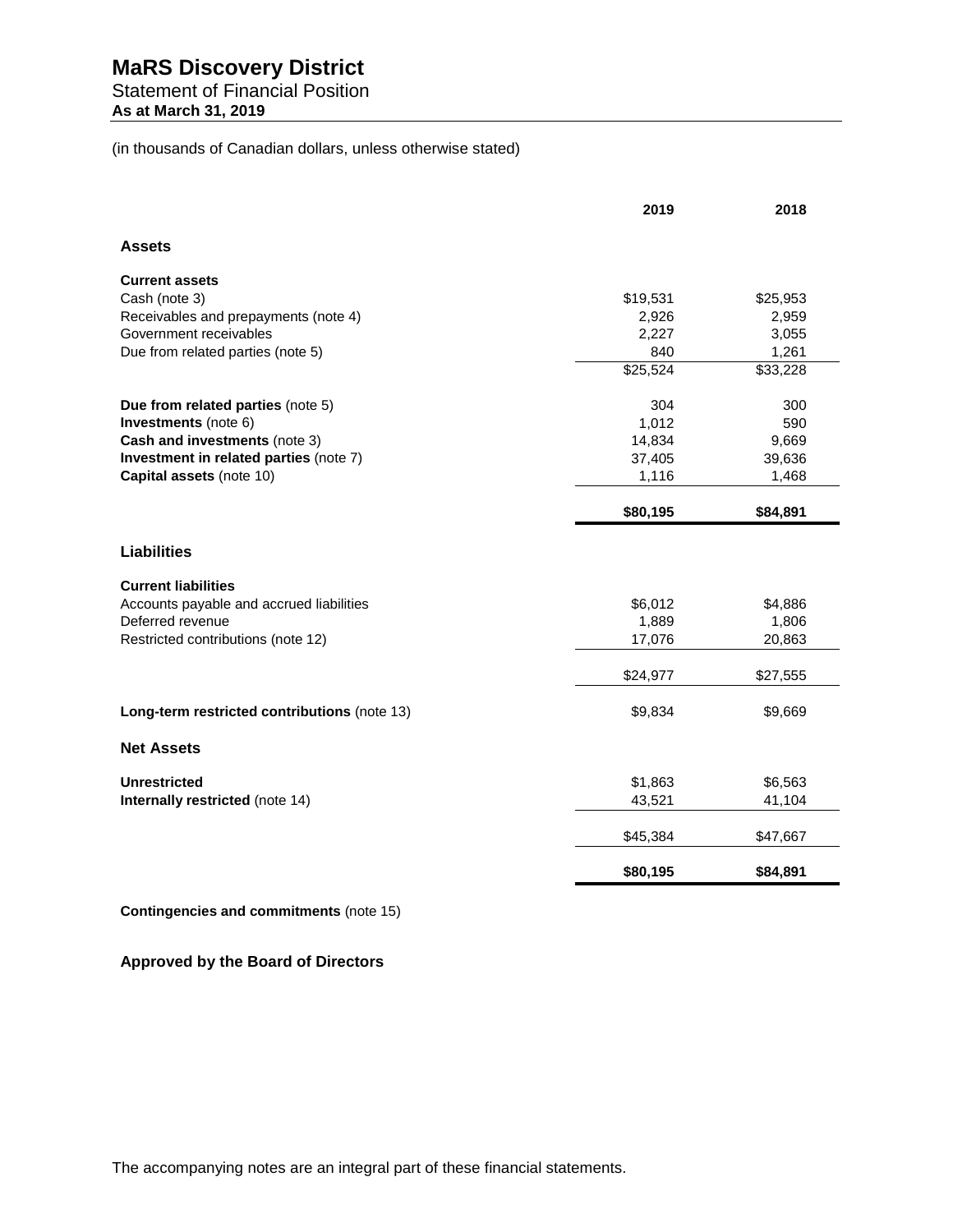# MaRS Discovery District

## Statement of Financial Position

**As at March 31, 2019**

(in thousands of Canadian dollars, unless otherwise stated)

| | 2019 | 2018 |
|---|---|---|
| **Assets** | | |
| **Current assets** | | |
| Cash (note 3) | $19,531 | $25,953 |
| Receivables and prepayments (note 4) | 2,926 | 2,959 |
| Government receivables | 2,227 | 3,055 |
| Due from related parties (note 5) | 840 | 1,261 |
| | $25,524 | $33,228 |
| **Due from related parties** (note 5) | 304 | 300 |
| **Investments** (note 6) | 1,012 | 590 |
| **Cash and investments** (note 3) | 14,834 | 9,669 |
| **Investment in related parties** (note 7) | 37,405 | 39,636 |
| **Capital assets** (note 10) | 1,116 | 1,468 |
| | **$80,195** | **$84,891** |
| **Liabilities** | | |
| **Current liabilities** | | |
| Accounts payable and accrued liabilities | $6,012 | $4,886 |
| Deferred revenue | 1,889 | 1,806 |
| Restricted contributions (note 12) | 17,076 | 20,863 |
| | $24,977 | $27,555 |
| **Long-term restricted contributions** (note 13) | $9,834 | $9,669 |
| **Net Assets** | | |
| **Unrestricted** | $1,863 | $6,563 |
| **Internally restricted** (note 14) | 43,521 | 41,104 |
| | $45,384 | $47,667 |
| | **$80,195** | **$84,891** |

**Contingencies and commitments** (note 15)

**Approved by the Board of Directors**

The accompanying notes are an integral part of these financial statements.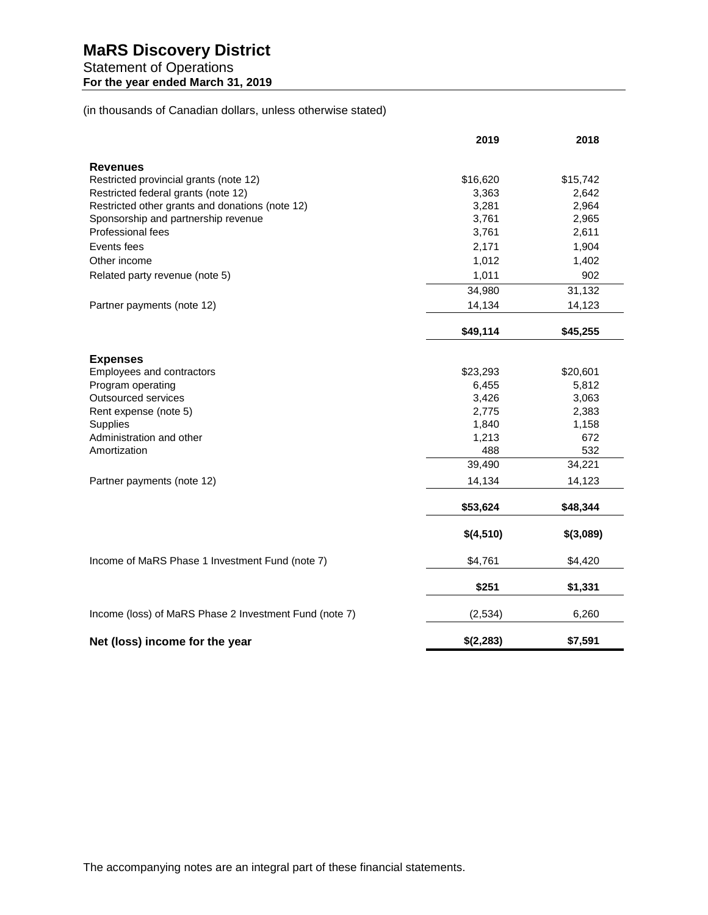# MaRS Discovery District

## Statement of Operations

**For the year ended March 31, 2019**

(in thousands of Canadian dollars, unless otherwise stated)

| | 2019 | 2018 |
|---|---|---|
| **Revenues** | | |
| Restricted provincial grants (note 12) | $16,620 | $15,742 |
| Restricted federal grants (note 12) | 3,363 | 2,642 |
| Restricted other grants and donations (note 12) | 3,281 | 2,964 |
| Sponsorship and partnership revenue | 3,761 | 2,965 |
| Professional fees | 3,761 | 2,611 |
| Events fees | 2,171 | 1,904 |
| Other income | 1,012 | 1,402 |
| Related party revenue (note 5) | 1,011 | 902 |
| | 34,980 | 31,132 |
| Partner payments (note 12) | 14,134 | 14,123 |
| | **$49,114** | **$45,255** |
| **Expenses** | | |
| Employees and contractors | $23,293 | $20,601 |
| Program operating | 6,455 | 5,812 |
| Outsourced services | 3,426 | 3,063 |
| Rent expense (note 5) | 2,775 | 2,383 |
| Supplies | 1,840 | 1,158 |
| Administration and other | 1,213 | 672 |
| Amortization | 488 | 532 |
| | 39,490 | 34,221 |
| Partner payments (note 12) | 14,134 | 14,123 |
| | **$53,624** | **$48,344** |
| | **$(4,510)** | **$(3,089)** |
| Income of MaRS Phase 1 Investment Fund (note 7) | $4,761 | $4,420 |
| | **$251** | **$1,331** |
| Income (loss) of MaRS Phase 2 Investment Fund (note 7) | (2,534) | 6,260 |
| **Net (loss) income for the year** | **$(2,283)** | **$7,591** |

The accompanying notes are an integral part of these financial statements.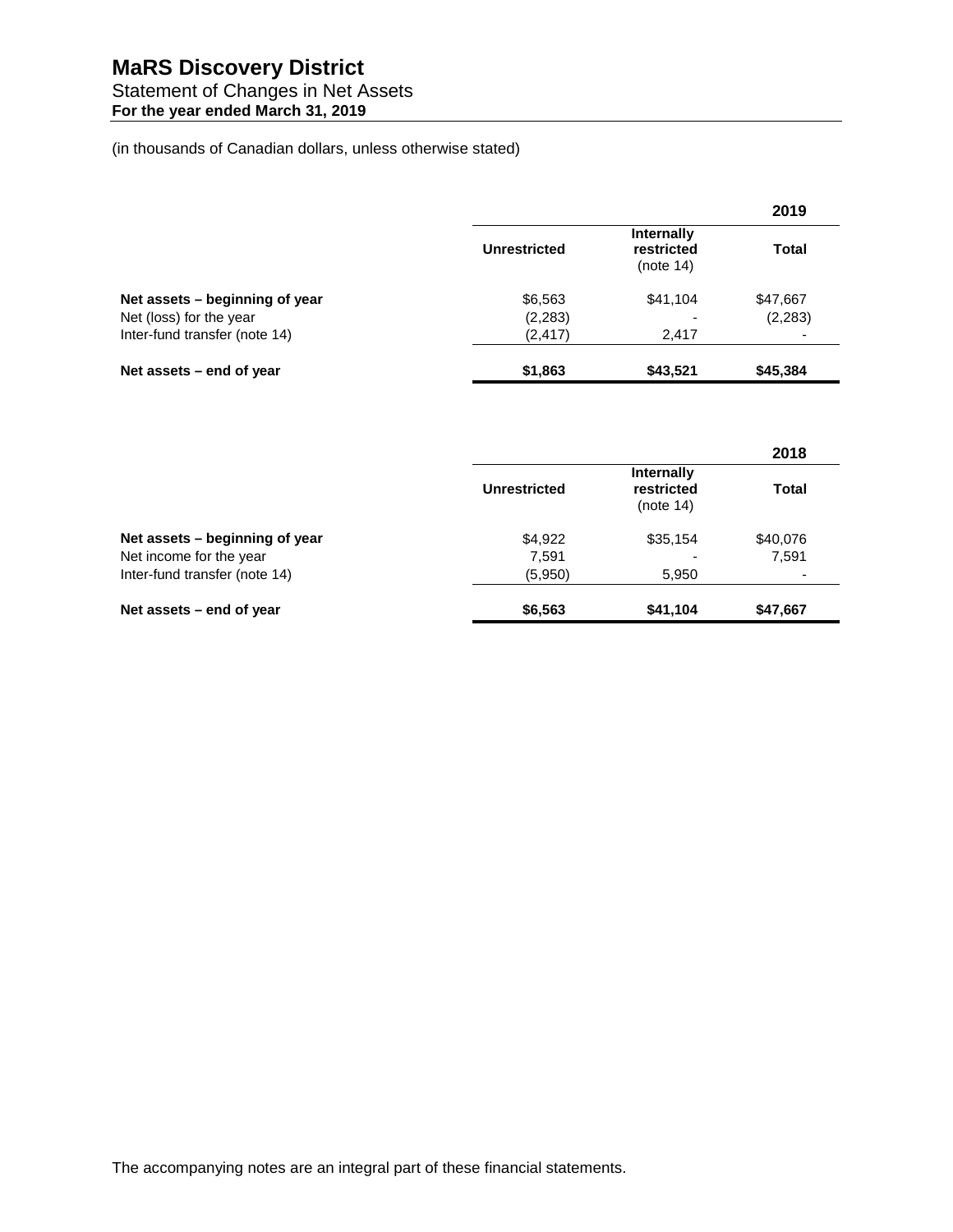# MaRS Discovery District

Statement of Changes in Net Assets

**For the year ended March 31, 2019**

(in thousands of Canadian dollars, unless otherwise stated)

| | | | **2019** |
|---|---|---|---|
| | **Unrestricted** | **Internally restricted** (note 14) | **Total** |
| **Net assets – beginning of year** | $6,563 | $41,104 | $47,667 |
| Net (loss) for the year | (2,283) | - | (2,283) |
| Inter-fund transfer (note 14) | (2,417) | 2,417 | - |
| **Net assets – end of year** | **$1,863** | **$43,521** | **$45,384** |

| | | | **2018** |
|---|---|---|---|
| | **Unrestricted** | **Internally restricted** (note 14) | **Total** |
| **Net assets – beginning of year** | $4,922 | $35,154 | $40,076 |
| Net income for the year | 7,591 | - | 7,591 |
| Inter-fund transfer (note 14) | (5,950) | 5,950 | - |
| **Net assets – end of year** | **$6,563** | **$41,104** | **$47,667** |

The accompanying notes are an integral part of these financial statements.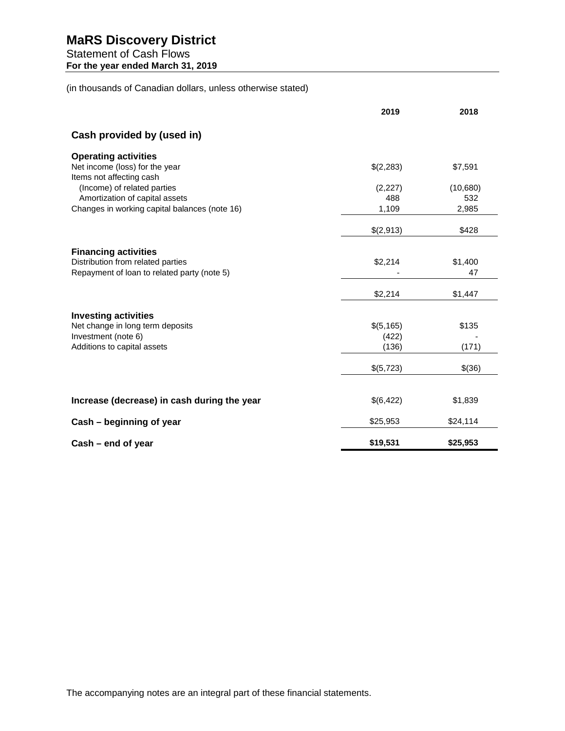# MaRS Discovery District

Statement of Cash Flows

**For the year ended March 31, 2019**

(in thousands of Canadian dollars, unless otherwise stated)

| | 2019 | 2018 |
|---|---|---|
| **Cash provided by (used in)** | | |
| **Operating activities** | | |
| Net income (loss) for the year | $(2,283) | $7,591 |
| Items not affecting cash | | |
| (Income) of related parties | (2,227) | (10,680) |
| Amortization of capital assets | 488 | 532 |
| Changes in working capital balances (note 16) | 1,109 | 2,985 |
| | $(2,913) | $428 |
| **Financing activities** | | |
| Distribution from related parties | $2,214 | $1,400 |
| Repayment of loan to related party (note 5) | - | 47 |
| | $2,214 | $1,447 |
| **Investing activities** | | |
| Net change in long term deposits | $(5,165) | $135 |
| Investment (note 6) | (422) | - |
| Additions to capital assets | (136) | (171) |
| | $(5,723) | $(36) |
| **Increase (decrease) in cash during the year** | $(6,422) | $1,839 |
| **Cash – beginning of year** | $25,953 | $24,114 |
| **Cash – end of year** | **$19,531** | **$25,953** |

The accompanying notes are an integral part of these financial statements.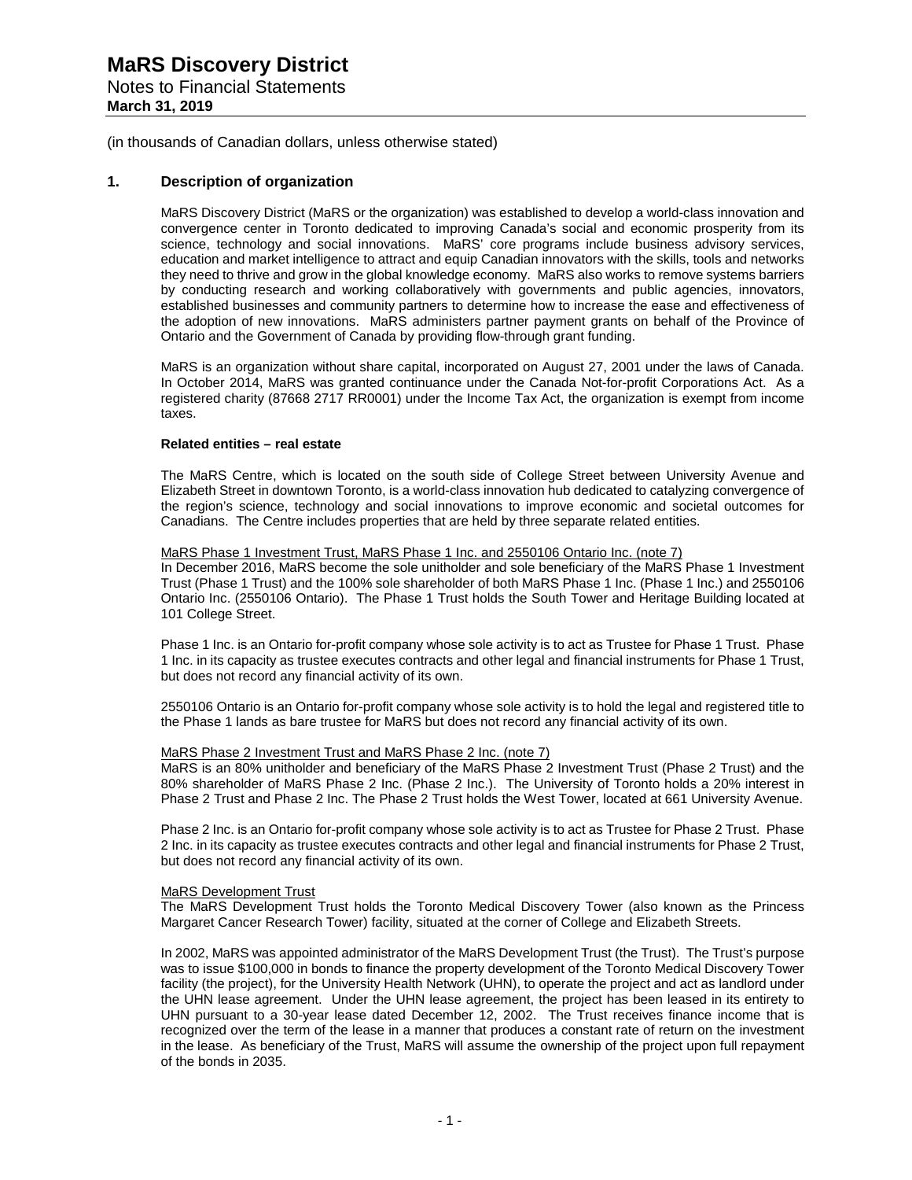(in thousands of Canadian dollars, unless otherwise stated)

## 1. Description of organization

MaRS Discovery District (MaRS or the organization) was established to develop a world-class innovation and convergence center in Toronto dedicated to improving Canada's social and economic prosperity from its science, technology and social innovations. MaRS' core programs include business advisory services, education and market intelligence to attract and equip Canadian innovators with the skills, tools and networks they need to thrive and grow in the global knowledge economy. MaRS also works to remove systems barriers by conducting research and working collaboratively with governments and public agencies, innovators, established businesses and community partners to determine how to increase the ease and effectiveness of the adoption of new innovations. MaRS administers partner payment grants on behalf of the Province of Ontario and the Government of Canada by providing flow-through grant funding.

MaRS is an organization without share capital, incorporated on August 27, 2001 under the laws of Canada. In October 2014, MaRS was granted continuance under the Canada Not-for-profit Corporations Act. As a registered charity (87668 2717 RR0001) under the Income Tax Act, the organization is exempt from income taxes.

**Related entities – real estate**

The MaRS Centre, which is located on the south side of College Street between University Avenue and Elizabeth Street in downtown Toronto, is a world-class innovation hub dedicated to catalyzing convergence of the region's science, technology and social innovations to improve economic and societal outcomes for Canadians. The Centre includes properties that are held by three separate related entities.

MaRS Phase 1 Investment Trust, MaRS Phase 1 Inc. and 2550106 Ontario Inc. (note 7)

In December 2016, MaRS become the sole unitholder and sole beneficiary of the MaRS Phase 1 Investment Trust (Phase 1 Trust) and the 100% sole shareholder of both MaRS Phase 1 Inc. (Phase 1 Inc.) and 2550106 Ontario Inc. (2550106 Ontario). The Phase 1 Trust holds the South Tower and Heritage Building located at 101 College Street.

Phase 1 Inc. is an Ontario for-profit company whose sole activity is to act as Trustee for Phase 1 Trust. Phase 1 Inc. in its capacity as trustee executes contracts and other legal and financial instruments for Phase 1 Trust, but does not record any financial activity of its own.

2550106 Ontario is an Ontario for-profit company whose sole activity is to hold the legal and registered title to the Phase 1 lands as bare trustee for MaRS but does not record any financial activity of its own.

MaRS Phase 2 Investment Trust and MaRS Phase 2 Inc. (note 7)

MaRS is an 80% unitholder and beneficiary of the MaRS Phase 2 Investment Trust (Phase 2 Trust) and the 80% shareholder of MaRS Phase 2 Inc. (Phase 2 Inc.). The University of Toronto holds a 20% interest in Phase 2 Trust and Phase 2 Inc. The Phase 2 Trust holds the West Tower, located at 661 University Avenue.

Phase 2 Inc. is an Ontario for-profit company whose sole activity is to act as Trustee for Phase 2 Trust. Phase 2 Inc. in its capacity as trustee executes contracts and other legal and financial instruments for Phase 2 Trust, but does not record any financial activity of its own.

MaRS Development Trust

The MaRS Development Trust holds the Toronto Medical Discovery Tower (also known as the Princess Margaret Cancer Research Tower) facility, situated at the corner of College and Elizabeth Streets.

In 2002, MaRS was appointed administrator of the MaRS Development Trust (the Trust). The Trust's purpose was to issue $100,000 in bonds to finance the property development of the Toronto Medical Discovery Tower facility (the project), for the University Health Network (UHN), to operate the project and act as landlord under the UHN lease agreement. Under the UHN lease agreement, the project has been leased in its entirety to UHN pursuant to a 30-year lease dated December 12, 2002. The Trust receives finance income that is recognized over the term of the lease in a manner that produces a constant rate of return on the investment in the lease. As beneficiary of the Trust, MaRS will assume the ownership of the project upon full repayment of the bonds in 2035.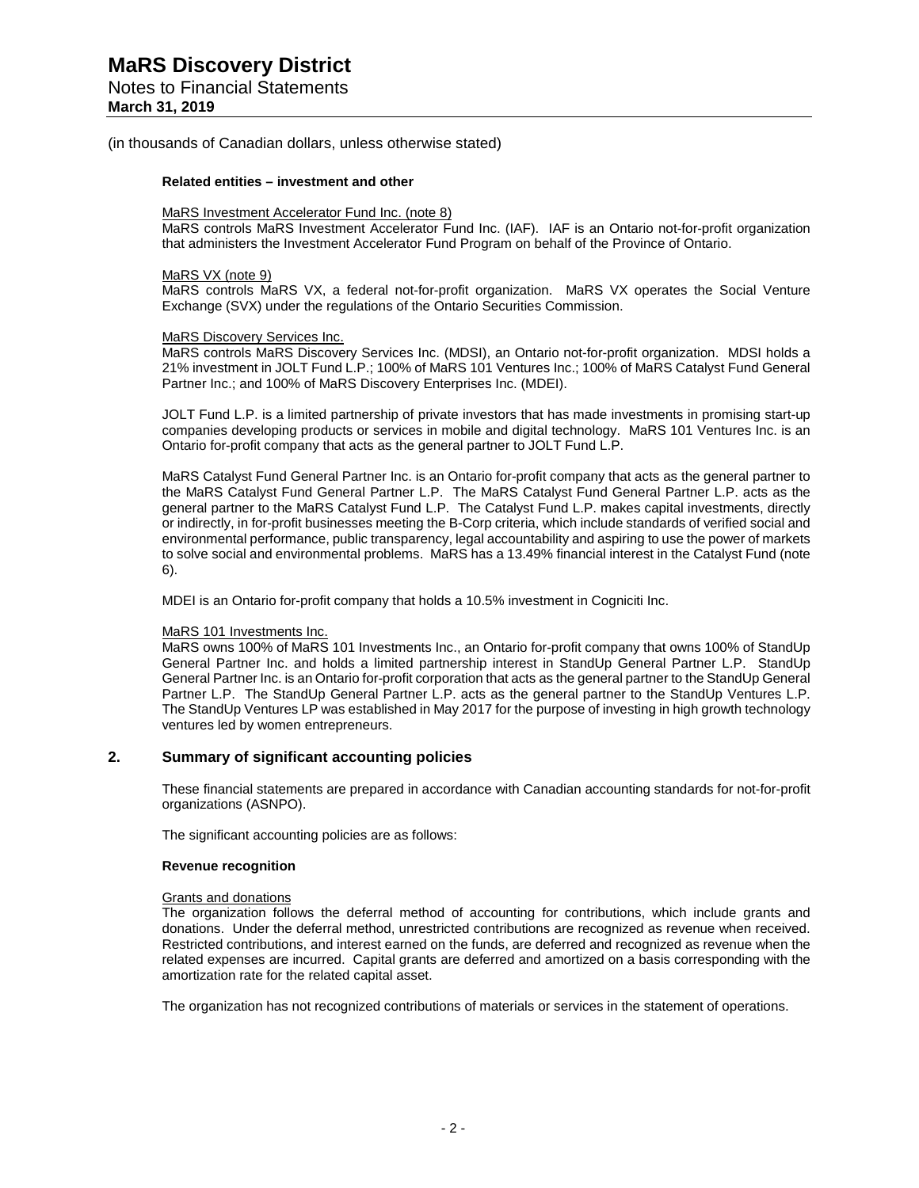(in thousands of Canadian dollars, unless otherwise stated)

**Related entities – investment and other**

MaRS Investment Accelerator Fund Inc. (note 8)
MaRS controls MaRS Investment Accelerator Fund Inc. (IAF). IAF is an Ontario not-for-profit organization that administers the Investment Accelerator Fund Program on behalf of the Province of Ontario.

MaRS VX (note 9)
MaRS controls MaRS VX, a federal not-for-profit organization. MaRS VX operates the Social Venture Exchange (SVX) under the regulations of the Ontario Securities Commission.

MaRS Discovery Services Inc.
MaRS controls MaRS Discovery Services Inc. (MDSI), an Ontario not-for-profit organization. MDSI holds a 21% investment in JOLT Fund L.P.; 100% of MaRS 101 Ventures Inc.; 100% of MaRS Catalyst Fund General Partner Inc.; and 100% of MaRS Discovery Enterprises Inc. (MDEI).

JOLT Fund L.P. is a limited partnership of private investors that has made investments in promising start-up companies developing products or services in mobile and digital technology. MaRS 101 Ventures Inc. is an Ontario for-profit company that acts as the general partner to JOLT Fund L.P.

MaRS Catalyst Fund General Partner Inc. is an Ontario for-profit company that acts as the general partner to the MaRS Catalyst Fund General Partner L.P. The MaRS Catalyst Fund General Partner L.P. acts as the general partner to the MaRS Catalyst Fund L.P. The Catalyst Fund L.P. makes capital investments, directly or indirectly, in for-profit businesses meeting the B-Corp criteria, which include standards of verified social and environmental performance, public transparency, legal accountability and aspiring to use the power of markets to solve social and environmental problems. MaRS has a 13.49% financial interest in the Catalyst Fund (note 6).

MDEI is an Ontario for-profit company that holds a 10.5% investment in Cogniciti Inc.

MaRS 101 Investments Inc.
MaRS owns 100% of MaRS 101 Investments Inc., an Ontario for-profit company that owns 100% of StandUp General Partner Inc. and holds a limited partnership interest in StandUp General Partner L.P. StandUp General Partner Inc. is an Ontario for-profit corporation that acts as the general partner to the StandUp General Partner L.P. The StandUp General Partner L.P. acts as the general partner to the StandUp Ventures L.P. The StandUp Ventures LP was established in May 2017 for the purpose of investing in high growth technology ventures led by women entrepreneurs.

## 2. Summary of significant accounting policies

These financial statements are prepared in accordance with Canadian accounting standards for not-for-profit organizations (ASNPO).

The significant accounting policies are as follows:

**Revenue recognition**

Grants and donations
The organization follows the deferral method of accounting for contributions, which include grants and donations. Under the deferral method, unrestricted contributions are recognized as revenue when received. Restricted contributions, and interest earned on the funds, are deferred and recognized as revenue when the related expenses are incurred. Capital grants are deferred and amortized on a basis corresponding with the amortization rate for the related capital asset.

The organization has not recognized contributions of materials or services in the statement of operations.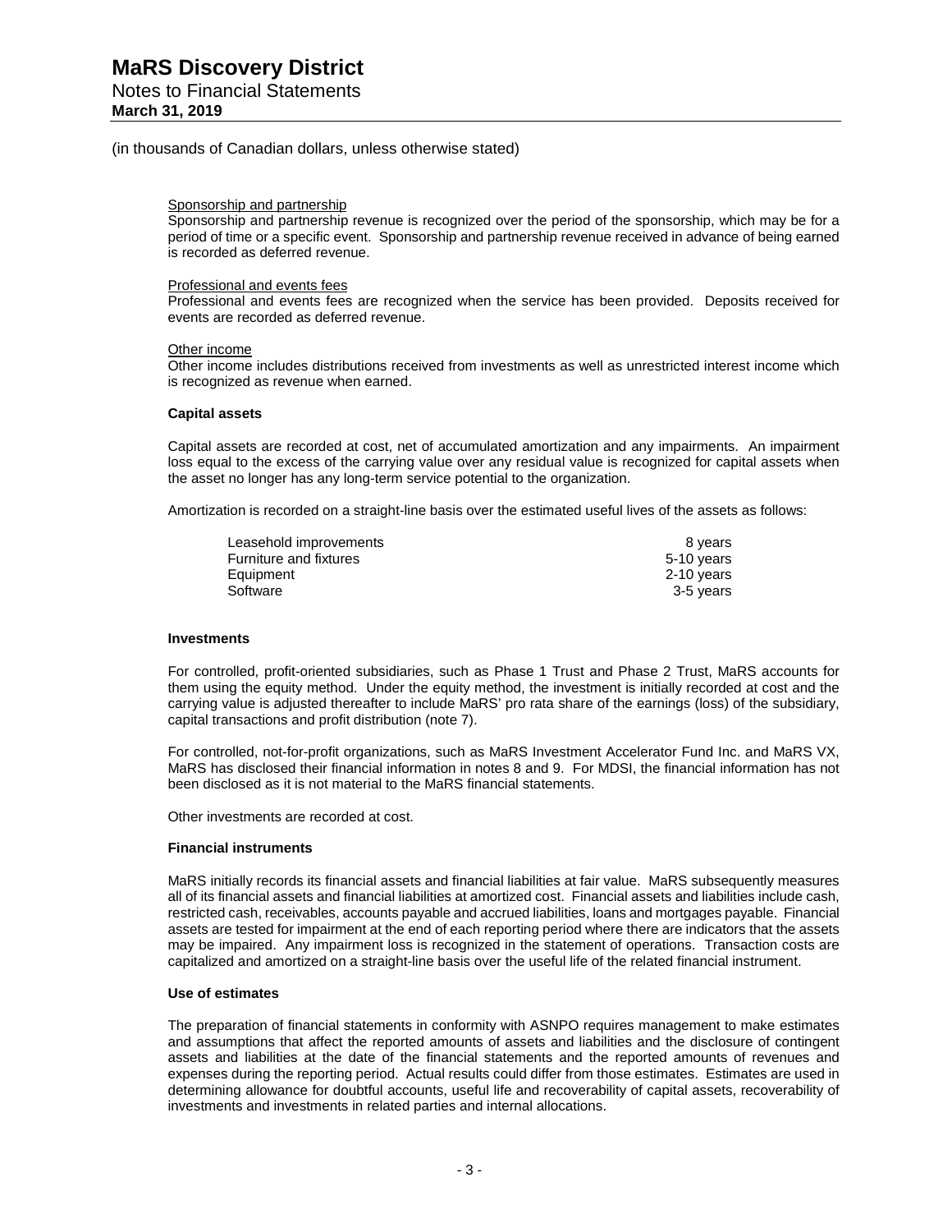(in thousands of Canadian dollars, unless otherwise stated)

Sponsorship and partnership
Sponsorship and partnership revenue is recognized over the period of the sponsorship, which may be for a period of time or a specific event. Sponsorship and partnership revenue received in advance of being earned is recorded as deferred revenue.

Professional and events fees
Professional and events fees are recognized when the service has been provided. Deposits received for events are recorded as deferred revenue.

Other income
Other income includes distributions received from investments as well as unrestricted interest income which is recognized as revenue when earned.

**Capital assets**

Capital assets are recorded at cost, net of accumulated amortization and any impairments. An impairment loss equal to the excess of the carrying value over any residual value is recognized for capital assets when the asset no longer has any long-term service potential to the organization.

Amortization is recorded on a straight-line basis over the estimated useful lives of the assets as follows:

| | |
|---|---|
| Leasehold improvements | 8 years |
| Furniture and fixtures | 5-10 years |
| Equipment | 2-10 years |
| Software | 3-5 years |

**Investments**

For controlled, profit-oriented subsidiaries, such as Phase 1 Trust and Phase 2 Trust, MaRS accounts for them using the equity method. Under the equity method, the investment is initially recorded at cost and the carrying value is adjusted thereafter to include MaRS' pro rata share of the earnings (loss) of the subsidiary, capital transactions and profit distribution (note 7).

For controlled, not-for-profit organizations, such as MaRS Investment Accelerator Fund Inc. and MaRS VX, MaRS has disclosed their financial information in notes 8 and 9. For MDSI, the financial information has not been disclosed as it is not material to the MaRS financial statements.

Other investments are recorded at cost.

**Financial instruments**

MaRS initially records its financial assets and financial liabilities at fair value. MaRS subsequently measures all of its financial assets and financial liabilities at amortized cost. Financial assets and liabilities include cash, restricted cash, receivables, accounts payable and accrued liabilities, loans and mortgages payable. Financial assets are tested for impairment at the end of each reporting period where there are indicators that the assets may be impaired. Any impairment loss is recognized in the statement of operations. Transaction costs are capitalized and amortized on a straight-line basis over the useful life of the related financial instrument.

**Use of estimates**

The preparation of financial statements in conformity with ASNPO requires management to make estimates and assumptions that affect the reported amounts of assets and liabilities and the disclosure of contingent assets and liabilities at the date of the financial statements and the reported amounts of revenues and expenses during the reporting period. Actual results could differ from those estimates. Estimates are used in determining allowance for doubtful accounts, useful life and recoverability of capital assets, recoverability of investments and investments in related parties and internal allocations.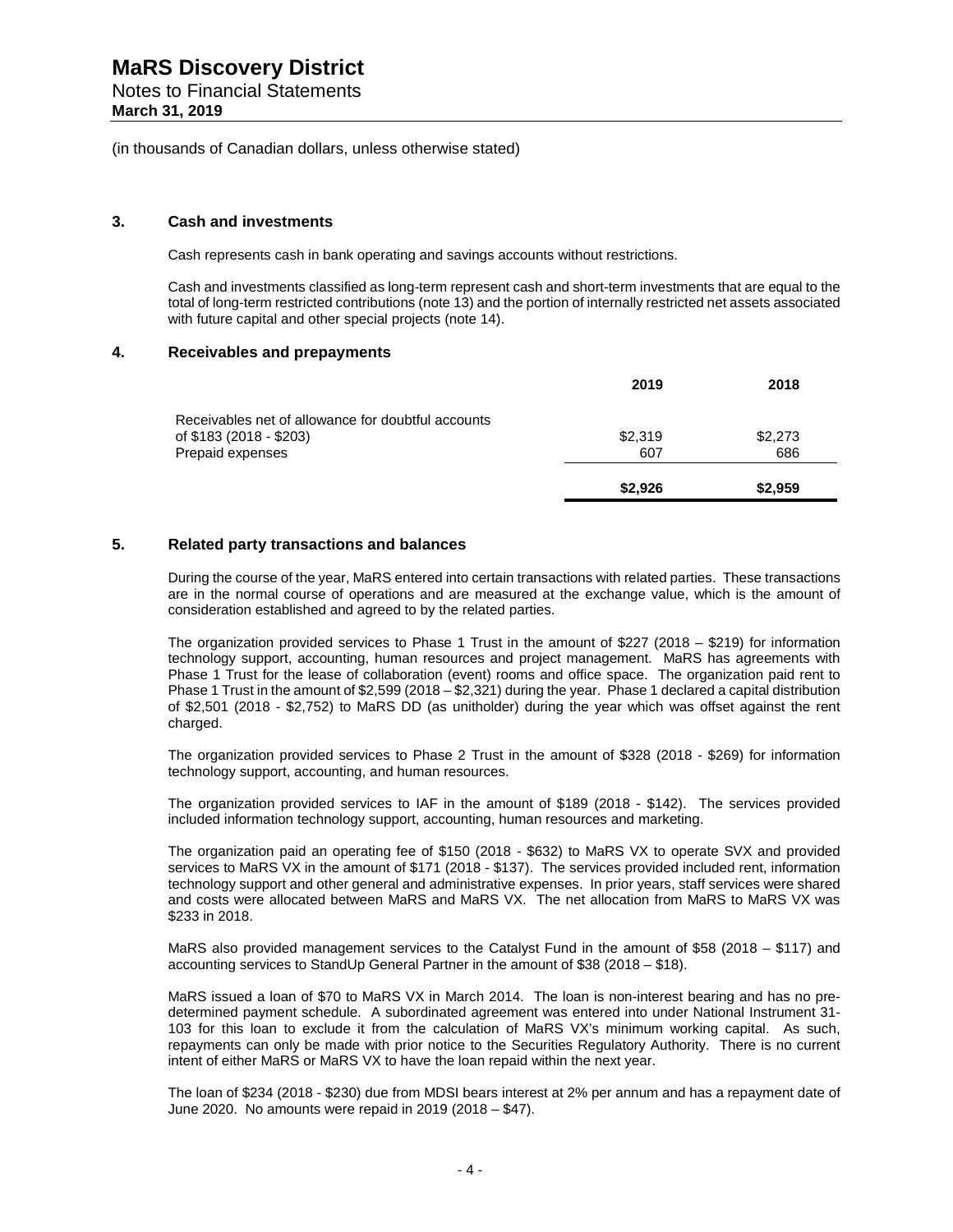(in thousands of Canadian dollars, unless otherwise stated)

## 3. Cash and investments

Cash represents cash in bank operating and savings accounts without restrictions.

Cash and investments classified as long-term represent cash and short-term investments that are equal to the total of long-term restricted contributions (note 13) and the portion of internally restricted net assets associated with future capital and other special projects (note 14).

## 4. Receivables and prepayments

| | 2019 | 2018 |
|---|---|---|
| Receivables net of allowance for doubtful accounts of $183 (2018 - $203) | $2,319 | $2,273 |
| Prepaid expenses | 607 | 686 |
| | **$2,926** | **$2,959** |

## 5. Related party transactions and balances

During the course of the year, MaRS entered into certain transactions with related parties. These transactions are in the normal course of operations and are measured at the exchange value, which is the amount of consideration established and agreed to by the related parties.

The organization provided services to Phase 1 Trust in the amount of $227 (2018 – $219) for information technology support, accounting, human resources and project management. MaRS has agreements with Phase 1 Trust for the lease of collaboration (event) rooms and office space. The organization paid rent to Phase 1 Trust in the amount of $2,599 (2018 – $2,321) during the year. Phase 1 declared a capital distribution of $2,501 (2018 - $2,752) to MaRS DD (as unitholder) during the year which was offset against the rent charged.

The organization provided services to Phase 2 Trust in the amount of $328 (2018 - $269) for information technology support, accounting, and human resources.

The organization provided services to IAF in the amount of $189 (2018 - $142). The services provided included information technology support, accounting, human resources and marketing.

The organization paid an operating fee of $150 (2018 - $632) to MaRS VX to operate SVX and provided services to MaRS VX in the amount of $171 (2018 - $137). The services provided included rent, information technology support and other general and administrative expenses. In prior years, staff services were shared and costs were allocated between MaRS and MaRS VX. The net allocation from MaRS to MaRS VX was $233 in 2018.

MaRS also provided management services to the Catalyst Fund in the amount of $58 (2018 – $117) and accounting services to StandUp General Partner in the amount of $38 (2018 – $18).

MaRS issued a loan of $70 to MaRS VX in March 2014. The loan is non-interest bearing and has no pre-determined payment schedule. A subordinated agreement was entered into under National Instrument 31-103 for this loan to exclude it from the calculation of MaRS VX's minimum working capital. As such, repayments can only be made with prior notice to the Securities Regulatory Authority. There is no current intent of either MaRS or MaRS VX to have the loan repaid within the next year.

The loan of $234 (2018 - $230) due from MDSI bears interest at 2% per annum and has a repayment date of June 2020. No amounts were repaid in 2019 (2018 – $47).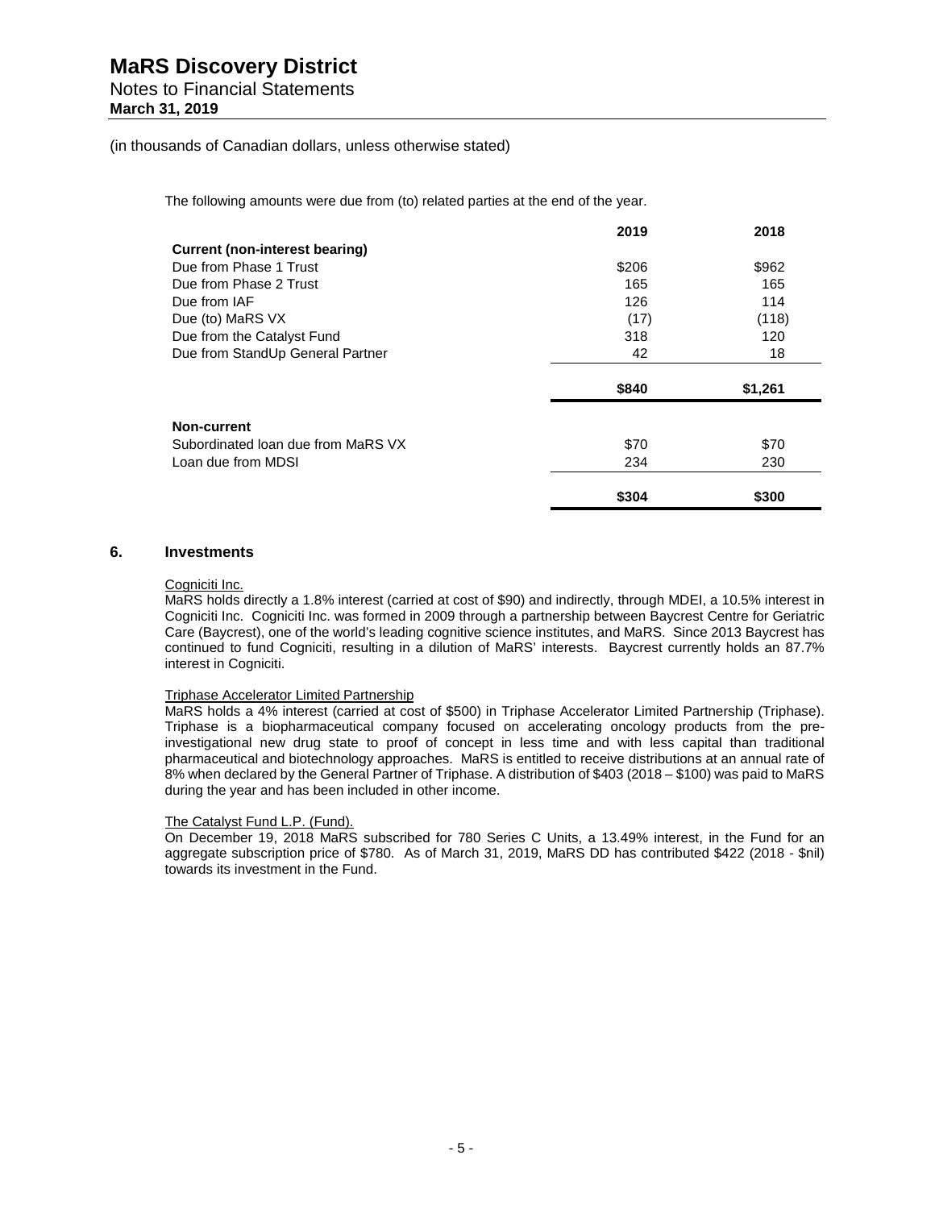(in thousands of Canadian dollars, unless otherwise stated)

The following amounts were due from (to) related parties at the end of the year.

| | 2019 | 2018 |
|---|---|---|
| **Current (non-interest bearing)** | | |
| Due from Phase 1 Trust | $206 | $962 |
| Due from Phase 2 Trust | 165 | 165 |
| Due from IAF | 126 | 114 |
| Due (to) MaRS VX | (17) | (118) |
| Due from the Catalyst Fund | 318 | 120 |
| Due from StandUp General Partner | 42 | 18 |
| | **$840** | **$1,261** |
| **Non-current** | | |
| Subordinated loan due from MaRS VX | $70 | $70 |
| Loan due from MDSI | 234 | 230 |
| | **$304** | **$300** |

## 6. Investments

Cogniciti Inc.

MaRS holds directly a 1.8% interest (carried at cost of $90) and indirectly, through MDEI, a 10.5% interest in Cogniciti Inc. Cogniciti Inc. was formed in 2009 through a partnership between Baycrest Centre for Geriatric Care (Baycrest), one of the world's leading cognitive science institutes, and MaRS. Since 2013 Baycrest has continued to fund Cogniciti, resulting in a dilution of MaRS' interests. Baycrest currently holds an 87.7% interest in Cogniciti.

Triphase Accelerator Limited Partnership

MaRS holds a 4% interest (carried at cost of $500) in Triphase Accelerator Limited Partnership (Triphase). Triphase is a biopharmaceutical company focused on accelerating oncology products from the pre-investigational new drug state to proof of concept in less time and with less capital than traditional pharmaceutical and biotechnology approaches. MaRS is entitled to receive distributions at an annual rate of 8% when declared by the General Partner of Triphase. A distribution of $403 (2018 – $100) was paid to MaRS during the year and has been included in other income.

The Catalyst Fund L.P. (Fund).

On December 19, 2018 MaRS subscribed for 780 Series C Units, a 13.49% interest, in the Fund for an aggregate subscription price of $780. As of March 31, 2019, MaRS DD has contributed $422 (2018 - $nil) towards its investment in the Fund.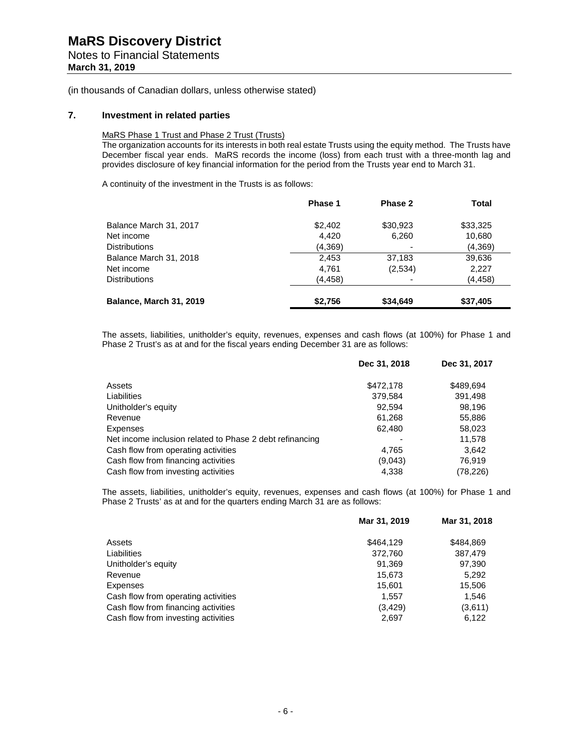# MaRS Discovery District

Notes to Financial Statements

**March 31, 2019**

(in thousands of Canadian dollars, unless otherwise stated)

## 7. Investment in related parties

MaRS Phase 1 Trust and Phase 2 Trust (Trusts)

The organization accounts for its interests in both real estate Trusts using the equity method. The Trusts have December fiscal year ends. MaRS records the income (loss) from each trust with a three-month lag and provides disclosure of key financial information for the period from the Trusts year end to March 31.

A continuity of the investment in the Trusts is as follows:

| | Phase 1 | Phase 2 | Total |
|---|---|---|---|
| Balance March 31, 2017 | $2,402 | $30,923 | $33,325 |
| Net income | 4,420 | 6,260 | 10,680 |
| Distributions | (4,369) | - | (4,369) |
| Balance March 31, 2018 | 2,453 | 37,183 | 39,636 |
| Net income | 4,761 | (2,534) | 2,227 |
| Distributions | (4,458) | - | (4,458) |
| **Balance, March 31, 2019** | **$2,756** | **$34,649** | **$37,405** |

The assets, liabilities, unitholder's equity, revenues, expenses and cash flows (at 100%) for Phase 1 and Phase 2 Trust's as at and for the fiscal years ending December 31 are as follows:

| | Dec 31, 2018 | Dec 31, 2017 |
|---|---|---|
| Assets | $472,178 | $489,694 |
| Liabilities | 379,584 | 391,498 |
| Unitholder's equity | 92,594 | 98,196 |
| Revenue | 61,268 | 55,886 |
| Expenses | 62,480 | 58,023 |
| Net income inclusion related to Phase 2 debt refinancing | - | 11,578 |
| Cash flow from operating activities | 4,765 | 3,642 |
| Cash flow from financing activities | (9,043) | 76,919 |
| Cash flow from investing activities | 4,338 | (78,226) |

The assets, liabilities, unitholder's equity, revenues, expenses and cash flows (at 100%) for Phase 1 and Phase 2 Trusts' as at and for the quarters ending March 31 are as follows:

| | Mar 31, 2019 | Mar 31, 2018 |
|---|---|---|
| Assets | $464,129 | $484,869 |
| Liabilities | 372,760 | 387,479 |
| Unitholder's equity | 91,369 | 97,390 |
| Revenue | 15,673 | 5,292 |
| Expenses | 15,601 | 15,506 |
| Cash flow from operating activities | 1,557 | 1,546 |
| Cash flow from financing activities | (3,429) | (3,611) |
| Cash flow from investing activities | 2,697 | 6,122 |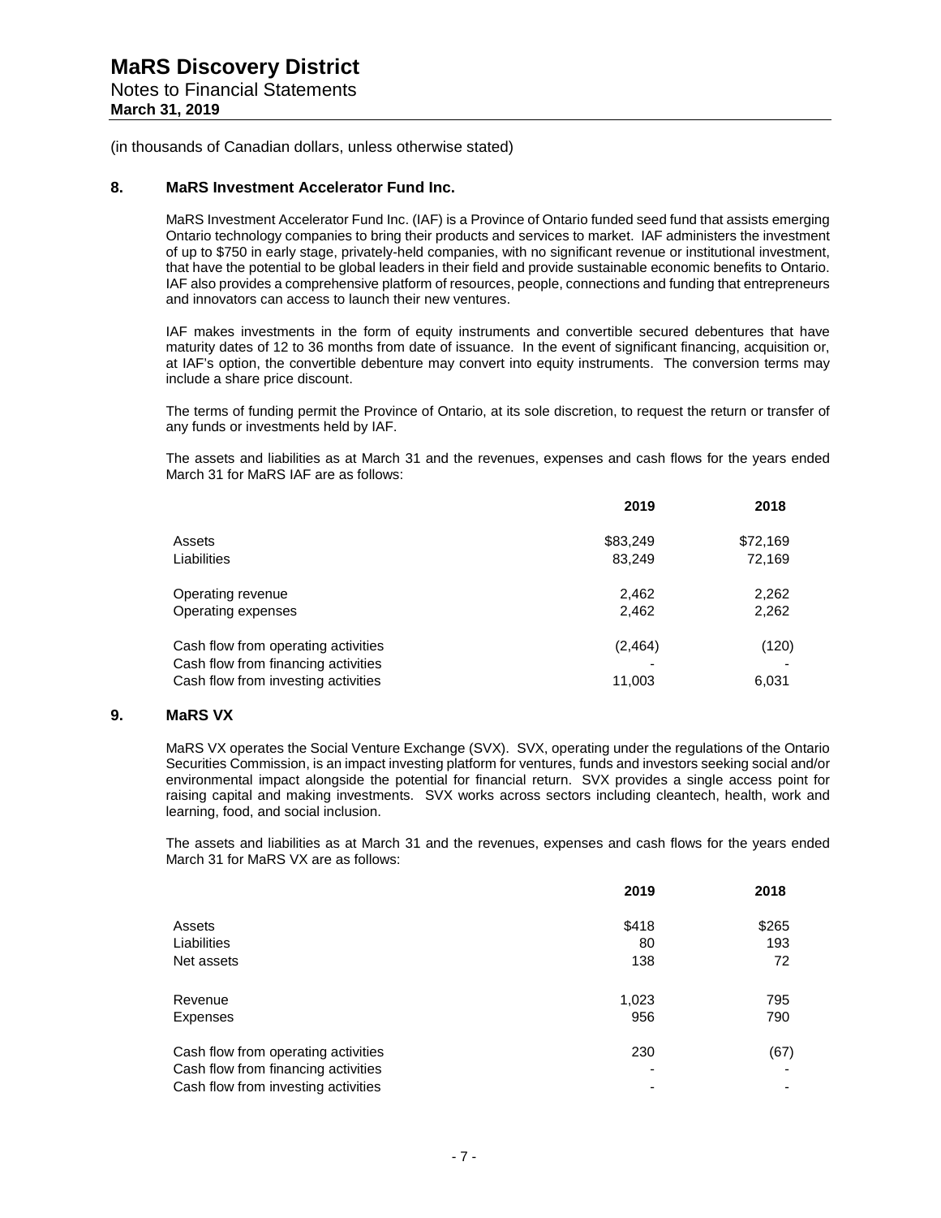(in thousands of Canadian dollars, unless otherwise stated)

## 8. MaRS Investment Accelerator Fund Inc.

MaRS Investment Accelerator Fund Inc. (IAF) is a Province of Ontario funded seed fund that assists emerging Ontario technology companies to bring their products and services to market. IAF administers the investment of up to $750 in early stage, privately-held companies, with no significant revenue or institutional investment, that have the potential to be global leaders in their field and provide sustainable economic benefits to Ontario. IAF also provides a comprehensive platform of resources, people, connections and funding that entrepreneurs and innovators can access to launch their new ventures.

IAF makes investments in the form of equity instruments and convertible secured debentures that have maturity dates of 12 to 36 months from date of issuance. In the event of significant financing, acquisition or, at IAF's option, the convertible debenture may convert into equity instruments. The conversion terms may include a share price discount.

The terms of funding permit the Province of Ontario, at its sole discretion, to request the return or transfer of any funds or investments held by IAF.

The assets and liabilities as at March 31 and the revenues, expenses and cash flows for the years ended March 31 for MaRS IAF are as follows:

| | 2019 | 2018 |
|---|---|---|
| Assets | $83,249 | $72,169 |
| Liabilities | 83,249 | 72,169 |
| Operating revenue | 2,462 | 2,262 |
| Operating expenses | 2,462 | 2,262 |
| Cash flow from operating activities | (2,464) | (120) |
| Cash flow from financing activities | - | - |
| Cash flow from investing activities | 11,003 | 6,031 |

## 9. MaRS VX

MaRS VX operates the Social Venture Exchange (SVX). SVX, operating under the regulations of the Ontario Securities Commission, is an impact investing platform for ventures, funds and investors seeking social and/or environmental impact alongside the potential for financial return. SVX provides a single access point for raising capital and making investments. SVX works across sectors including cleantech, health, work and learning, food, and social inclusion.

The assets and liabilities as at March 31 and the revenues, expenses and cash flows for the years ended March 31 for MaRS VX are as follows:

| | 2019 | 2018 |
|---|---|---|
| Assets | $418 | $265 |
| Liabilities | 80 | 193 |
| Net assets | 138 | 72 |
| Revenue | 1,023 | 795 |
| Expenses | 956 | 790 |
| Cash flow from operating activities | 230 | (67) |
| Cash flow from financing activities | - | - |
| Cash flow from investing activities | - | - |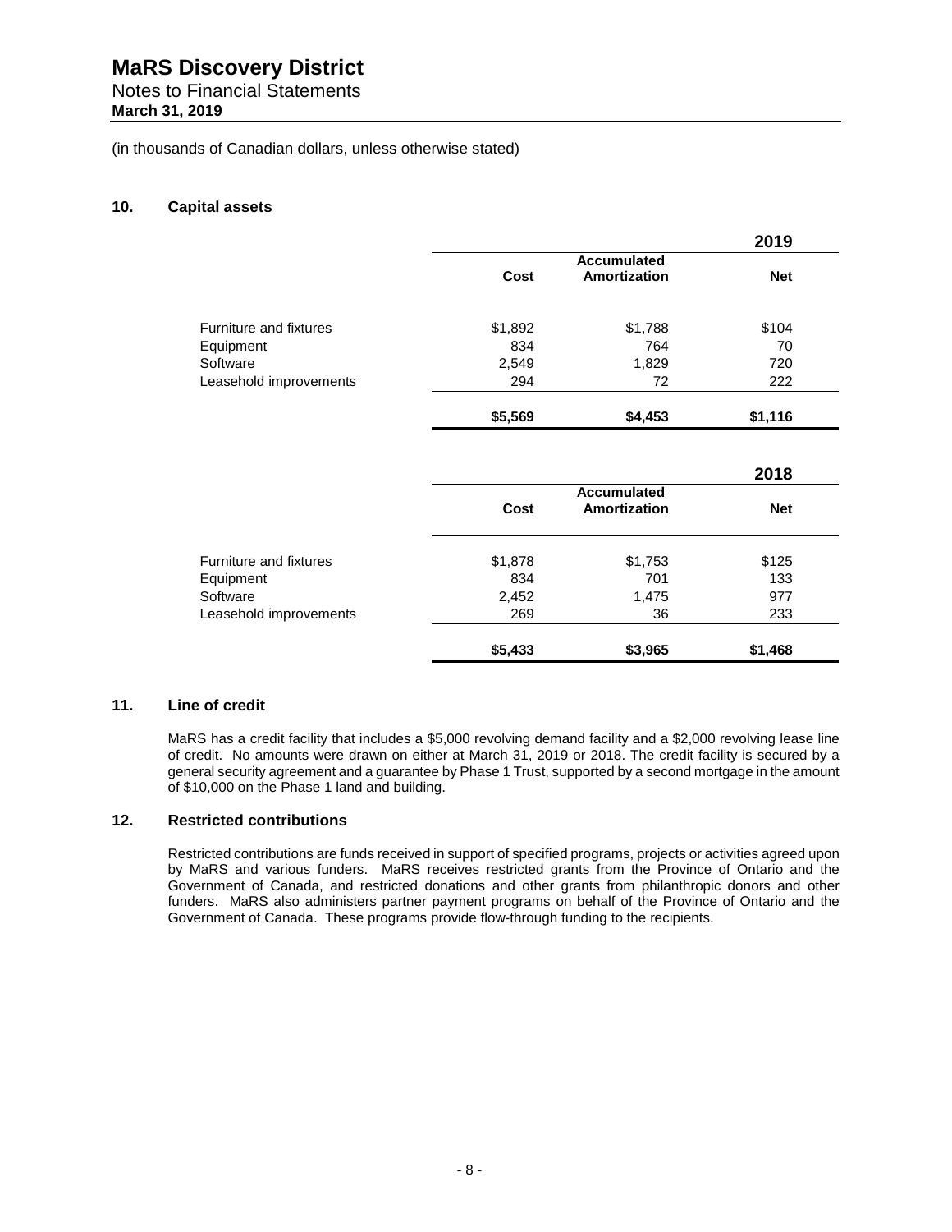# MaRS Discovery District

Notes to Financial Statements
**March 31, 2019**

(in thousands of Canadian dollars, unless otherwise stated)

## 10. Capital assets

| | | | **2019** |
|---|---|---|---|
| | **Cost** | **Accumulated Amortization** | **Net** |
| Furniture and fixtures | $1,892 | $1,788 | $104 |
| Equipment | 834 | 764 | 70 |
| Software | 2,549 | 1,829 | 720 |
| Leasehold improvements | 294 | 72 | 222 |
| | **$5,569** | **$4,453** | **$1,116** |

| | | | **2018** |
|---|---|---|---|
| | **Cost** | **Accumulated Amortization** | **Net** |
| Furniture and fixtures | $1,878 | $1,753 | $125 |
| Equipment | 834 | 701 | 133 |
| Software | 2,452 | 1,475 | 977 |
| Leasehold improvements | 269 | 36 | 233 |
| | **$5,433** | **$3,965** | **$1,468** |

## 11. Line of credit

MaRS has a credit facility that includes a $5,000 revolving demand facility and a $2,000 revolving lease line of credit. No amounts were drawn on either at March 31, 2019 or 2018. The credit facility is secured by a general security agreement and a guarantee by Phase 1 Trust, supported by a second mortgage in the amount of $10,000 on the Phase 1 land and building.

## 12. Restricted contributions

Restricted contributions are funds received in support of specified programs, projects or activities agreed upon by MaRS and various funders. MaRS receives restricted grants from the Province of Ontario and the Government of Canada, and restricted donations and other grants from philanthropic donors and other funders. MaRS also administers partner payment programs on behalf of the Province of Ontario and the Government of Canada. These programs provide flow-through funding to the recipients.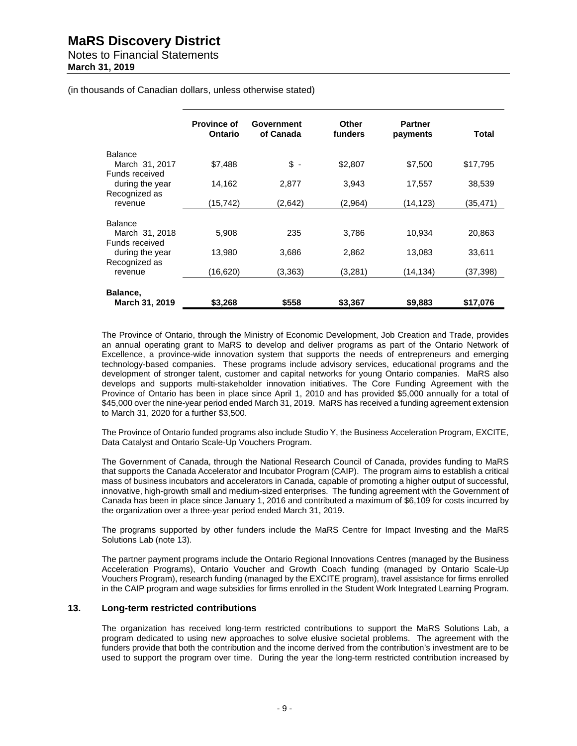(in thousands of Canadian dollars, unless otherwise stated)

| | Province of Ontario | Government of Canada | Other funders | Partner payments | Total |
|---|---|---|---|---|---|
| Balance March 31, 2017 | $7,488 | $ - | $2,807 | $7,500 | $17,795 |
| Funds received during the year | 14,162 | 2,877 | 3,943 | 17,557 | 38,539 |
| Recognized as revenue | (15,742) | (2,642) | (2,964) | (14,123) | (35,471) |
| Balance March 31, 2018 | 5,908 | 235 | 3,786 | 10,934 | 20,863 |
| Funds received during the year | 13,980 | 3,686 | 2,862 | 13,083 | 33,611 |
| Recognized as revenue | (16,620) | (3,363) | (3,281) | (14,134) | (37,398) |
| **Balance, March 31, 2019** | **$3,268** | **$558** | **$3,367** | **$9,883** | **$17,076** |

The Province of Ontario, through the Ministry of Economic Development, Job Creation and Trade, provides an annual operating grant to MaRS to develop and deliver programs as part of the Ontario Network of Excellence, a province-wide innovation system that supports the needs of entrepreneurs and emerging technology-based companies. These programs include advisory services, educational programs and the development of stronger talent, customer and capital networks for young Ontario companies. MaRS also develops and supports multi-stakeholder innovation initiatives. The Core Funding Agreement with the Province of Ontario has been in place since April 1, 2010 and has provided $5,000 annually for a total of $45,000 over the nine-year period ended March 31, 2019. MaRS has received a funding agreement extension to March 31, 2020 for a further $3,500.

The Province of Ontario funded programs also include Studio Y, the Business Acceleration Program, EXCITE, Data Catalyst and Ontario Scale-Up Vouchers Program.

The Government of Canada, through the National Research Council of Canada, provides funding to MaRS that supports the Canada Accelerator and Incubator Program (CAIP). The program aims to establish a critical mass of business incubators and accelerators in Canada, capable of promoting a higher output of successful, innovative, high-growth small and medium-sized enterprises. The funding agreement with the Government of Canada has been in place since January 1, 2016 and contributed a maximum of $6,109 for costs incurred by the organization over a three-year period ended March 31, 2019.

The programs supported by other funders include the MaRS Centre for Impact Investing and the MaRS Solutions Lab (note 13).

The partner payment programs include the Ontario Regional Innovations Centres (managed by the Business Acceleration Programs), Ontario Voucher and Growth Coach funding (managed by Ontario Scale-Up Vouchers Program), research funding (managed by the EXCITE program), travel assistance for firms enrolled in the CAIP program and wage subsidies for firms enrolled in the Student Work Integrated Learning Program.

## 13. Long-term restricted contributions

The organization has received long-term restricted contributions to support the MaRS Solutions Lab, a program dedicated to using new approaches to solve elusive societal problems. The agreement with the funders provide that both the contribution and the income derived from the contribution's investment are to be used to support the program over time. During the year the long-term restricted contribution increased by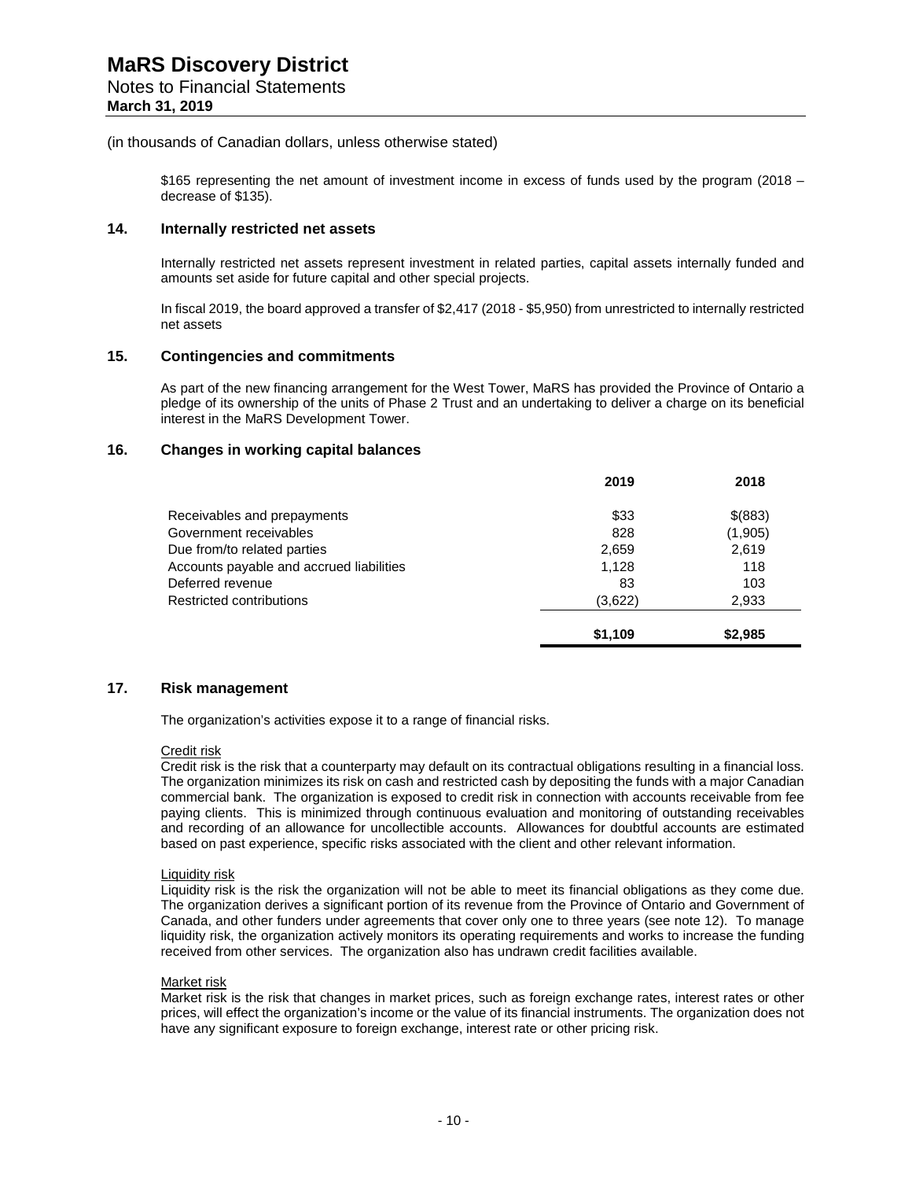(in thousands of Canadian dollars, unless otherwise stated)

$165 representing the net amount of investment income in excess of funds used by the program (2018 – decrease of $135).

## 14. Internally restricted net assets

Internally restricted net assets represent investment in related parties, capital assets internally funded and amounts set aside for future capital and other special projects.

In fiscal 2019, the board approved a transfer of $2,417 (2018 - $5,950) from unrestricted to internally restricted net assets

## 15. Contingencies and commitments

As part of the new financing arrangement for the West Tower, MaRS has provided the Province of Ontario a pledge of its ownership of the units of Phase 2 Trust and an undertaking to deliver a charge on its beneficial interest in the MaRS Development Tower.

## 16. Changes in working capital balances

| | 2019 | 2018 |
|---|---|---|
| Receivables and prepayments | $33 | $(883) |
| Government receivables | 828 | (1,905) |
| Due from/to related parties | 2,659 | 2,619 |
| Accounts payable and accrued liabilities | 1,128 | 118 |
| Deferred revenue | 83 | 103 |
| Restricted contributions | (3,622) | 2,933 |
| | **$1,109** | **$2,985** |

## 17. Risk management

The organization's activities expose it to a range of financial risks.

Credit risk

Credit risk is the risk that a counterparty may default on its contractual obligations resulting in a financial loss. The organization minimizes its risk on cash and restricted cash by depositing the funds with a major Canadian commercial bank. The organization is exposed to credit risk in connection with accounts receivable from fee paying clients. This is minimized through continuous evaluation and monitoring of outstanding receivables and recording of an allowance for uncollectible accounts. Allowances for doubtful accounts are estimated based on past experience, specific risks associated with the client and other relevant information.

Liquidity risk

Liquidity risk is the risk the organization will not be able to meet its financial obligations as they come due. The organization derives a significant portion of its revenue from the Province of Ontario and Government of Canada, and other funders under agreements that cover only one to three years (see note 12). To manage liquidity risk, the organization actively monitors its operating requirements and works to increase the funding received from other services. The organization also has undrawn credit facilities available.

Market risk

Market risk is the risk that changes in market prices, such as foreign exchange rates, interest rates or other prices, will effect the organization's income or the value of its financial instruments. The organization does not have any significant exposure to foreign exchange, interest rate or other pricing risk.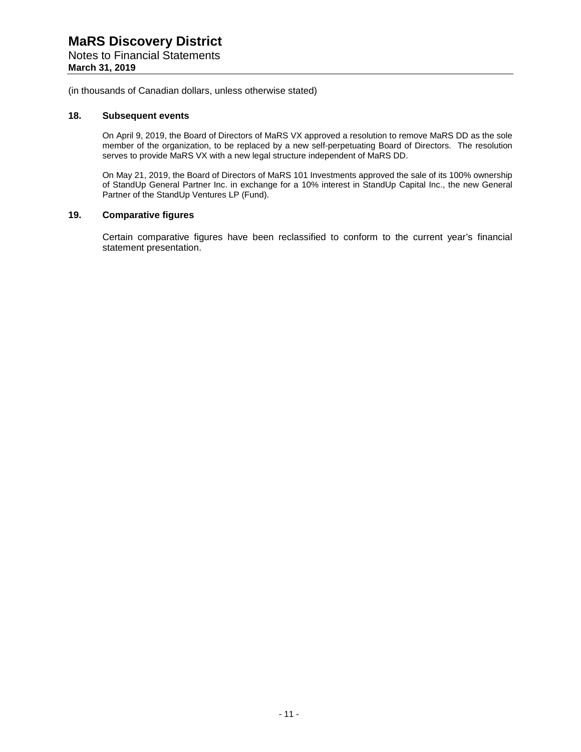(in thousands of Canadian dollars, unless otherwise stated)

## 18. Subsequent events

On April 9, 2019, the Board of Directors of MaRS VX approved a resolution to remove MaRS DD as the sole member of the organization, to be replaced by a new self-perpetuating Board of Directors. The resolution serves to provide MaRS VX with a new legal structure independent of MaRS DD.

On May 21, 2019, the Board of Directors of MaRS 101 Investments approved the sale of its 100% ownership of StandUp General Partner Inc. in exchange for a 10% interest in StandUp Capital Inc., the new General Partner of the StandUp Ventures LP (Fund).

## 19. Comparative figures

Certain comparative figures have been reclassified to conform to the current year's financial statement presentation.